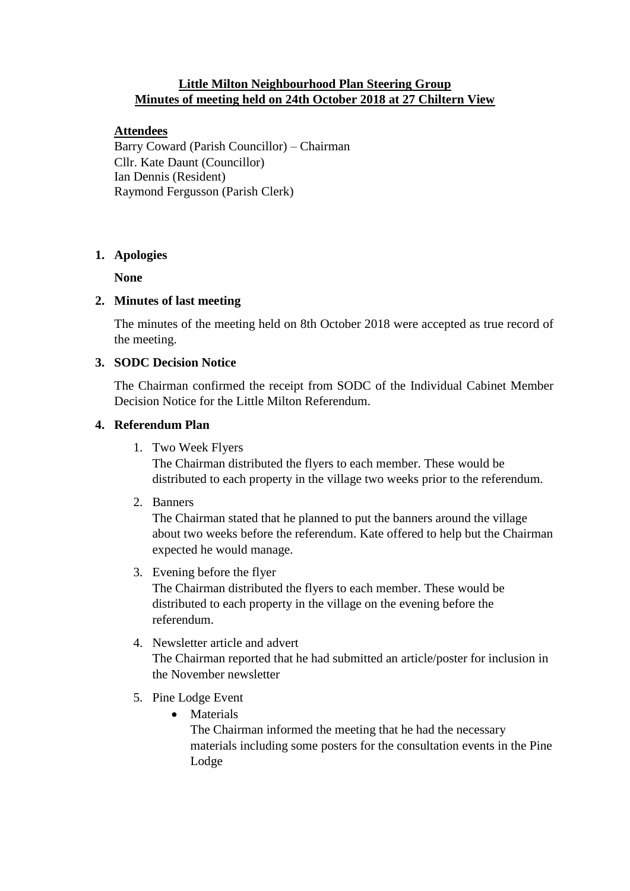**Little Milton Neighbourhood Plan Steering Group**
**Minutes of meeting held on 24th October 2018 at 27 Chiltern View**

**Attendees**

Barry Coward (Parish Councillor) – Chairman
Cllr. Kate Daunt (Councillor)
Ian Dennis (Resident)
Raymond Fergusson (Parish Clerk)

1. **Apologies**

   **None**

2. **Minutes of last meeting**

   The minutes of the meeting held on 8th October 2018 were accepted as true record of the meeting.

3. **SODC Decision Notice**

   The Chairman confirmed the receipt from SODC of the Individual Cabinet Member Decision Notice for the Little Milton Referendum.

4. **Referendum Plan**

   1. Two Week Flyers
      The Chairman distributed the flyers to each member. These would be distributed to each property in the village two weeks prior to the referendum.

   2. Banners
      The Chairman stated that he planned to put the banners around the village about two weeks before the referendum. Kate offered to help but the Chairman expected he would manage.

   3. Evening before the flyer
      The Chairman distributed the flyers to each member. These would be distributed to each property in the village on the evening before the referendum.

   4. Newsletter article and advert
      The Chairman reported that he had submitted an article/poster for inclusion in the November newsletter

   5. Pine Lodge Event
      - Materials
        The Chairman informed the meeting that he had the necessary materials including some posters for the consultation events in the Pine Lodge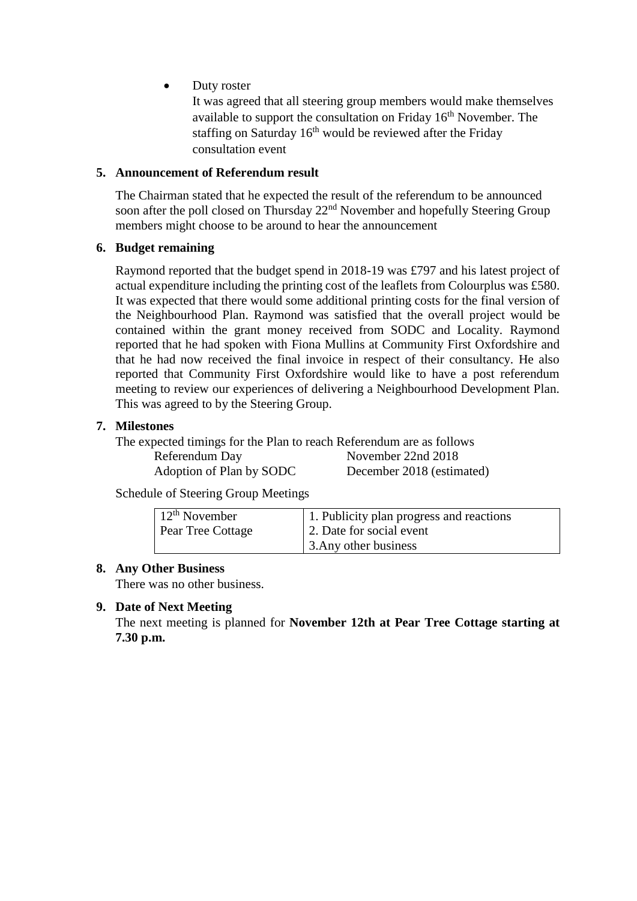- Duty roster

  It was agreed that all steering group members would make themselves available to support the consultation on Friday 16th November. The staffing on Saturday 16th would be reviewed after the Friday consultation event

**5. Announcement of Referendum result**

The Chairman stated that he expected the result of the referendum to be announced soon after the poll closed on Thursday 22nd November and hopefully Steering Group members might choose to be around to hear the announcement

**6. Budget remaining**

Raymond reported that the budget spend in 2018-19 was £797 and his latest project of actual expenditure including the printing cost of the leaflets from Colourplus was £580. It was expected that there would some additional printing costs for the final version of the Neighbourhood Plan. Raymond was satisfied that the overall project would be contained within the grant money received from SODC and Locality. Raymond reported that he had spoken with Fiona Mullins at Community First Oxfordshire and that he had now received the final invoice in respect of their consultancy. He also reported that Community First Oxfordshire would like to have a post referendum meeting to review our experiences of delivering a Neighbourhood Development Plan. This was agreed to by the Steering Group.

**7. Milestones**

The expected timings for the Plan to reach Referendum are as follows

| | |
|---|---|
| Referendum Day | November 22nd 2018 |
| Adoption of Plan by SODC | December 2018 (estimated) |

Schedule of Steering Group Meetings

| | |
|---|---|
| 12th November<br>Pear Tree Cottage | 1. Publicity plan progress and reactions<br>2. Date for social event<br>3.Any other business |

**8. Any Other Business**

There was no other business.

**9. Date of Next Meeting**

The next meeting is planned for **November 12th at Pear Tree Cottage starting at 7.30 p.m.**